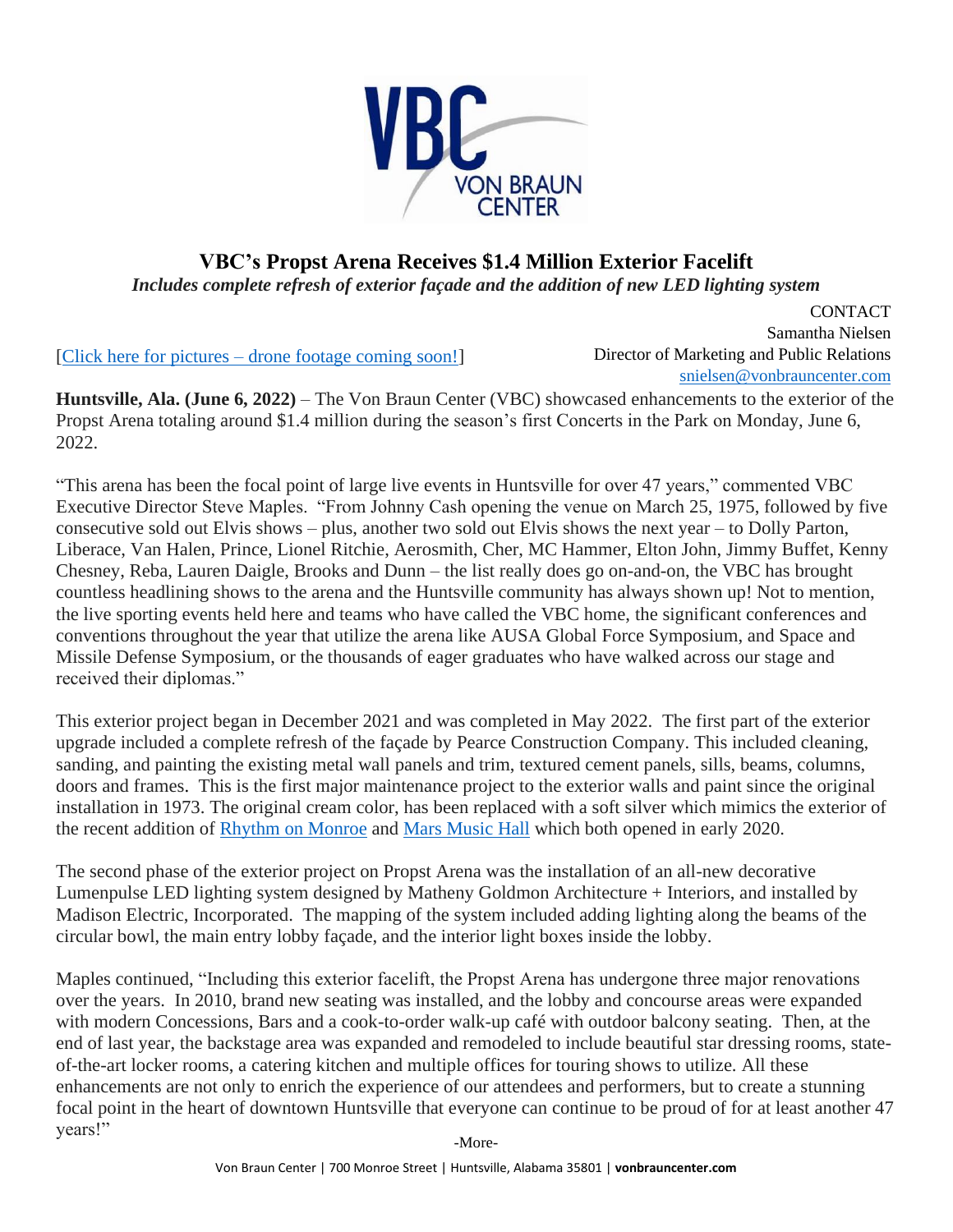# VBC's Propst Arena Receives $1.4 Million Exterior Facelift

***Includes complete refresh of exterior façade and the addition of new LED lighting system***

CONTACT
Samantha Nielsen
Director of Marketing and Public Relations
snielsen@vonbrauncenter.com

[Click here for pictures – drone footage coming soon!]

**Huntsville, Ala. (June 6, 2022)** – The Von Braun Center (VBC) showcased enhancements to the exterior of the Propst Arena totaling around $1.4 million during the season's first Concerts in the Park on Monday, June 6, 2022.

"This arena has been the focal point of large live events in Huntsville for over 47 years," commented VBC Executive Director Steve Maples. "From Johnny Cash opening the venue on March 25, 1975, followed by five consecutive sold out Elvis shows – plus, another two sold out Elvis shows the next year – to Dolly Parton, Liberace, Van Halen, Prince, Lionel Ritchie, Aerosmith, Cher, MC Hammer, Elton John, Jimmy Buffet, Kenny Chesney, Reba, Lauren Daigle, Brooks and Dunn – the list really does go on-and-on, the VBC has brought countless headlining shows to the arena and the Huntsville community has always shown up! Not to mention, the live sporting events held here and teams who have called the VBC home, the significant conferences and conventions throughout the year that utilize the arena like AUSA Global Force Symposium, and Space and Missile Defense Symposium, or the thousands of eager graduates who have walked across our stage and received their diplomas."

This exterior project began in December 2021 and was completed in May 2022. The first part of the exterior upgrade included a complete refresh of the façade by Pearce Construction Company. This included cleaning, sanding, and painting the existing metal wall panels and trim, textured cement panels, sills, beams, columns, doors and frames. This is the first major maintenance project to the exterior walls and paint since the original installation in 1973. The original cream color, has been replaced with a soft silver which mimics the exterior of the recent addition of Rhythm on Monroe and Mars Music Hall which both opened in early 2020.

The second phase of the exterior project on Propst Arena was the installation of an all-new decorative Lumenpulse LED lighting system designed by Matheny Goldmon Architecture + Interiors, and installed by Madison Electric, Incorporated. The mapping of the system included adding lighting along the beams of the circular bowl, the main entry lobby façade, and the interior light boxes inside the lobby.

Maples continued, "Including this exterior facelift, the Propst Arena has undergone three major renovations over the years. In 2010, brand new seating was installed, and the lobby and concourse areas were expanded with modern Concessions, Bars and a cook-to-order walk-up café with outdoor balcony seating. Then, at the end of last year, the backstage area was expanded and remodeled to include beautiful star dressing rooms, state-of-the-art locker rooms, a catering kitchen and multiple offices for touring shows to utilize. All these enhancements are not only to enrich the experience of our attendees and performers, but to create a stunning focal point in the heart of downtown Huntsville that everyone can continue to be proud of for at least another 47 years!"

-More-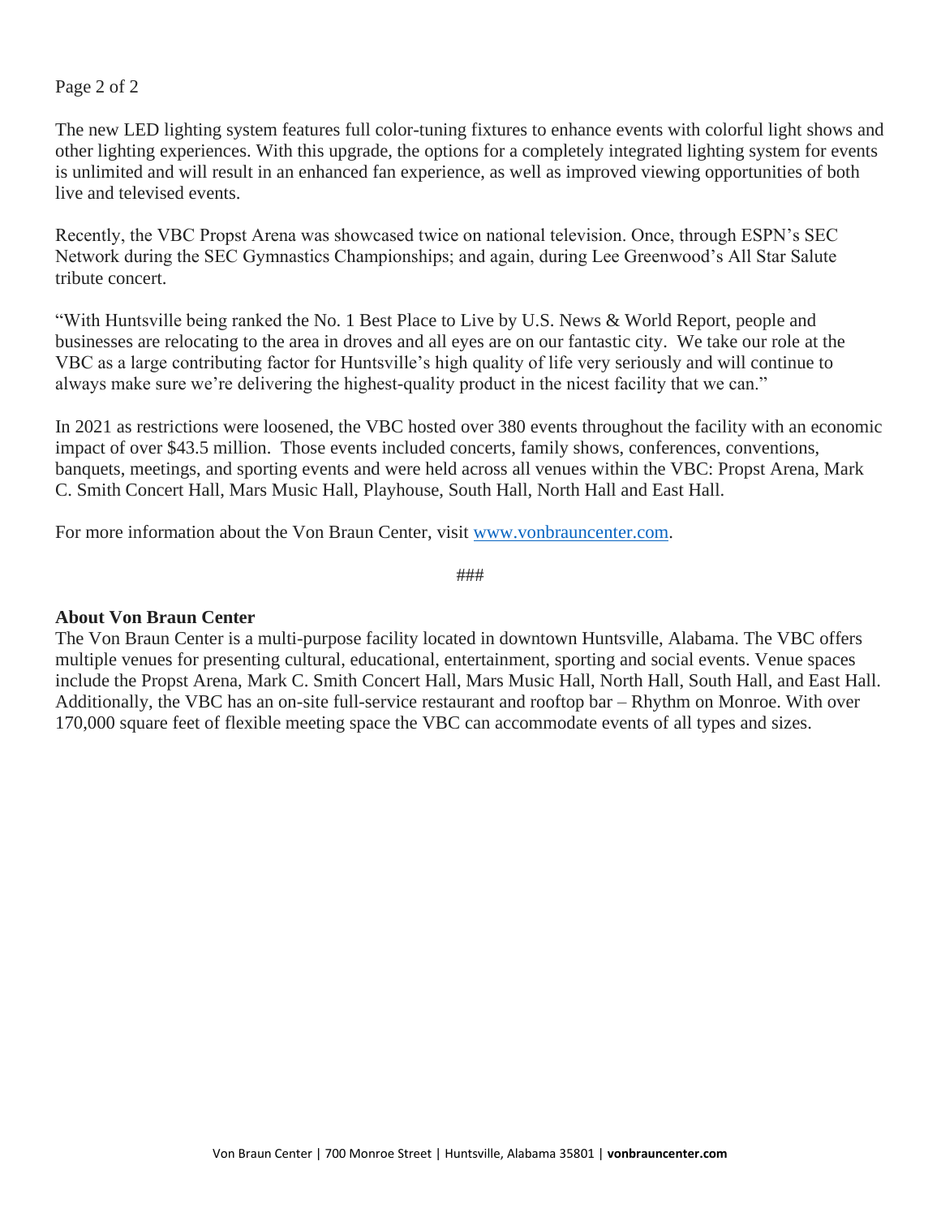The new LED lighting system features full color-tuning fixtures to enhance events with colorful light shows and other lighting experiences. With this upgrade, the options for a completely integrated lighting system for events is unlimited and will result in an enhanced fan experience, as well as improved viewing opportunities of both live and televised events.

Recently, the VBC Propst Arena was showcased twice on national television. Once, through ESPN's SEC Network during the SEC Gymnastics Championships; and again, during Lee Greenwood's All Star Salute tribute concert.

"With Huntsville being ranked the No. 1 Best Place to Live by U.S. News & World Report, people and businesses are relocating to the area in droves and all eyes are on our fantastic city. We take our role at the VBC as a large contributing factor for Huntsville's high quality of life very seriously and will continue to always make sure we're delivering the highest-quality product in the nicest facility that we can."

In 2021 as restrictions were loosened, the VBC hosted over 380 events throughout the facility with an economic impact of over $43.5 million. Those events included concerts, family shows, conferences, conventions, banquets, meetings, and sporting events and were held across all venues within the VBC: Propst Arena, Mark C. Smith Concert Hall, Mars Music Hall, Playhouse, South Hall, North Hall and East Hall.

For more information about the Von Braun Center, visit [www.vonbrauncenter.com](http://www.vonbrauncenter.com).

###

**About Von Braun Center**

The Von Braun Center is a multi-purpose facility located in downtown Huntsville, Alabama. The VBC offers multiple venues for presenting cultural, educational, entertainment, sporting and social events. Venue spaces include the Propst Arena, Mark C. Smith Concert Hall, Mars Music Hall, North Hall, South Hall, and East Hall. Additionally, the VBC has an on-site full-service restaurant and rooftop bar – Rhythm on Monroe. With over 170,000 square feet of flexible meeting space the VBC can accommodate events of all types and sizes.